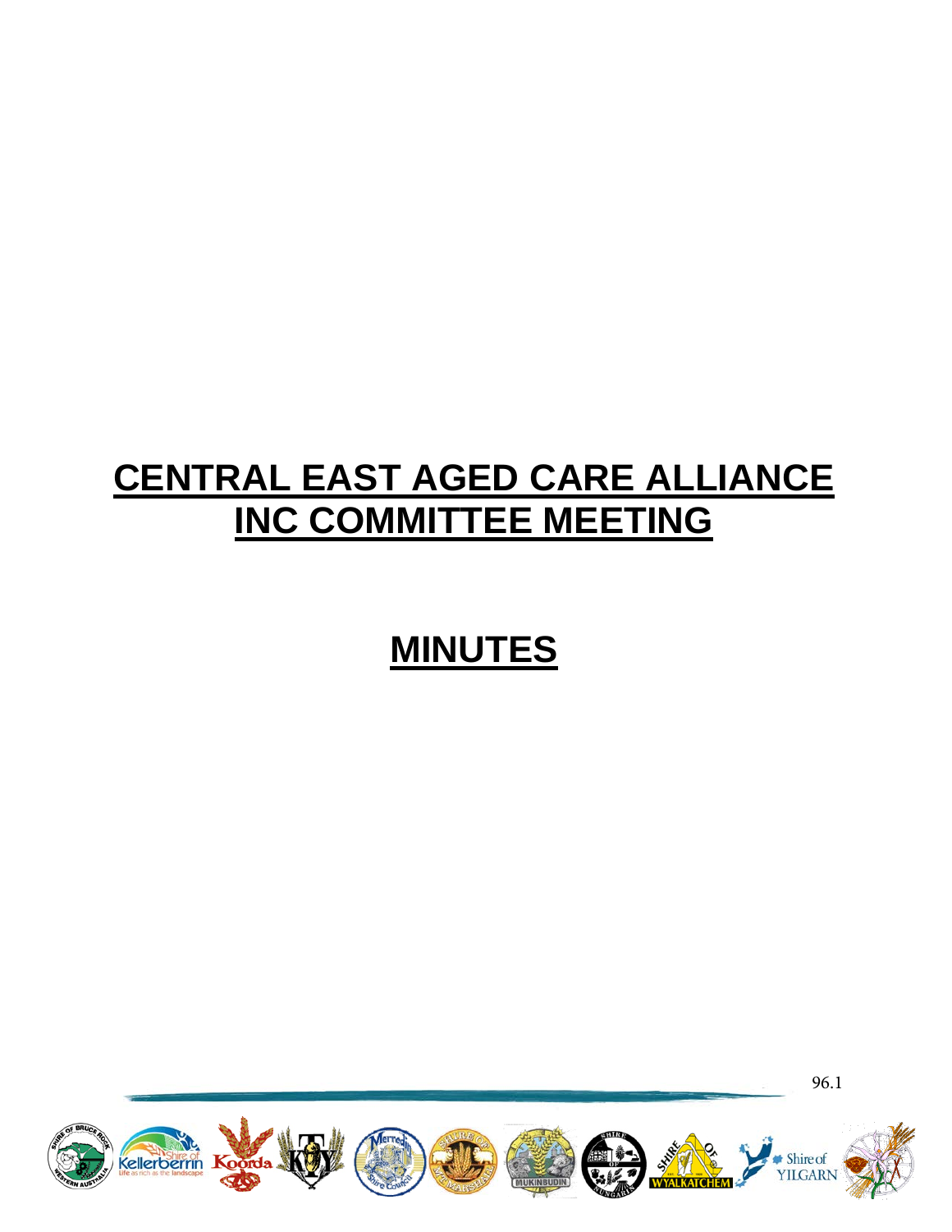# CENTRAL EAST AGED CARE ALLIANCE INC COMMITTEE MEETING

# MINUTES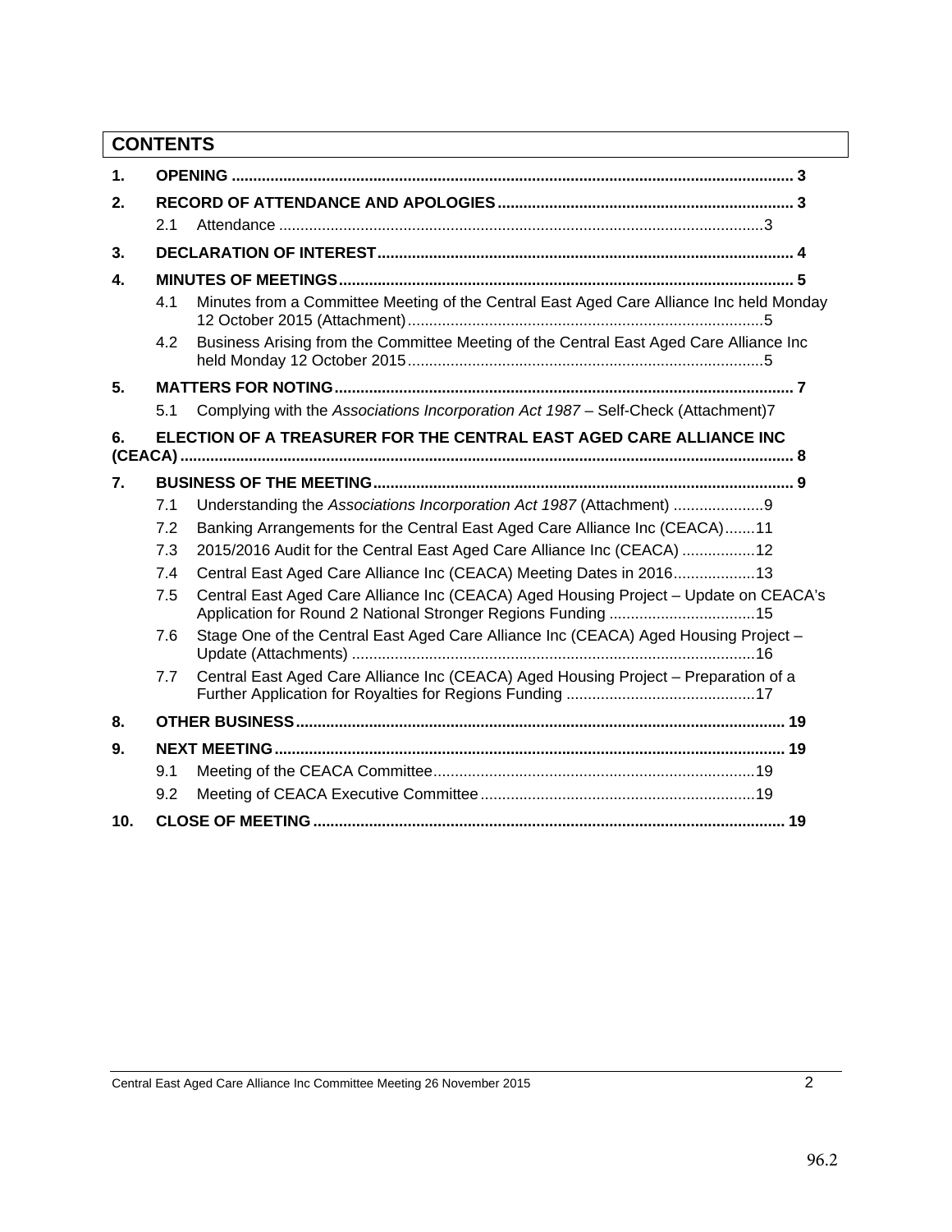# CONTENTS

**1. OPENING** ..... **3**

**2. RECORD OF ATTENDANCE AND APOLOGIES** ..... **3**

- 2.1 Attendance ..... 3

**3. DECLARATION OF INTEREST** ..... **4**

**4. MINUTES OF MEETINGS** ..... **5**

- 4.1 Minutes from a Committee Meeting of the Central East Aged Care Alliance Inc held Monday 12 October 2015 (Attachment) ..... 5
- 4.2 Business Arising from the Committee Meeting of the Central East Aged Care Alliance Inc held Monday 12 October 2015 ..... 5

**5. MATTERS FOR NOTING** ..... **7**

- 5.1 Complying with the *Associations Incorporation Act 1987* – Self-Check (Attachment) ..... 7

**6. ELECTION OF A TREASURER FOR THE CENTRAL EAST AGED CARE ALLIANCE INC (CEACA)** ..... **8**

**7. BUSINESS OF THE MEETING** ..... **9**

- 7.1 Understanding the *Associations Incorporation Act 1987* (Attachment) ..... 9
- 7.2 Banking Arrangements for the Central East Aged Care Alliance Inc (CEACA) ..... 11
- 7.3 2015/2016 Audit for the Central East Aged Care Alliance Inc (CEACA) ..... 12
- 7.4 Central East Aged Care Alliance Inc (CEACA) Meeting Dates in 2016 ..... 13
- 7.5 Central East Aged Care Alliance Inc (CEACA) Aged Housing Project – Update on CEACA's Application for Round 2 National Stronger Regions Funding ..... 15
- 7.6 Stage One of the Central East Aged Care Alliance Inc (CEACA) Aged Housing Project – Update (Attachments) ..... 16
- 7.7 Central East Aged Care Alliance Inc (CEACA) Aged Housing Project – Preparation of a Further Application for Royalties for Regions Funding ..... 17

**8. OTHER BUSINESS** ..... **19**

**9. NEXT MEETING** ..... **19**

- 9.1 Meeting of the CEACA Committee ..... 19
- 9.2 Meeting of CEACA Executive Committee ..... 19

**10. CLOSE OF MEETING** ..... **19**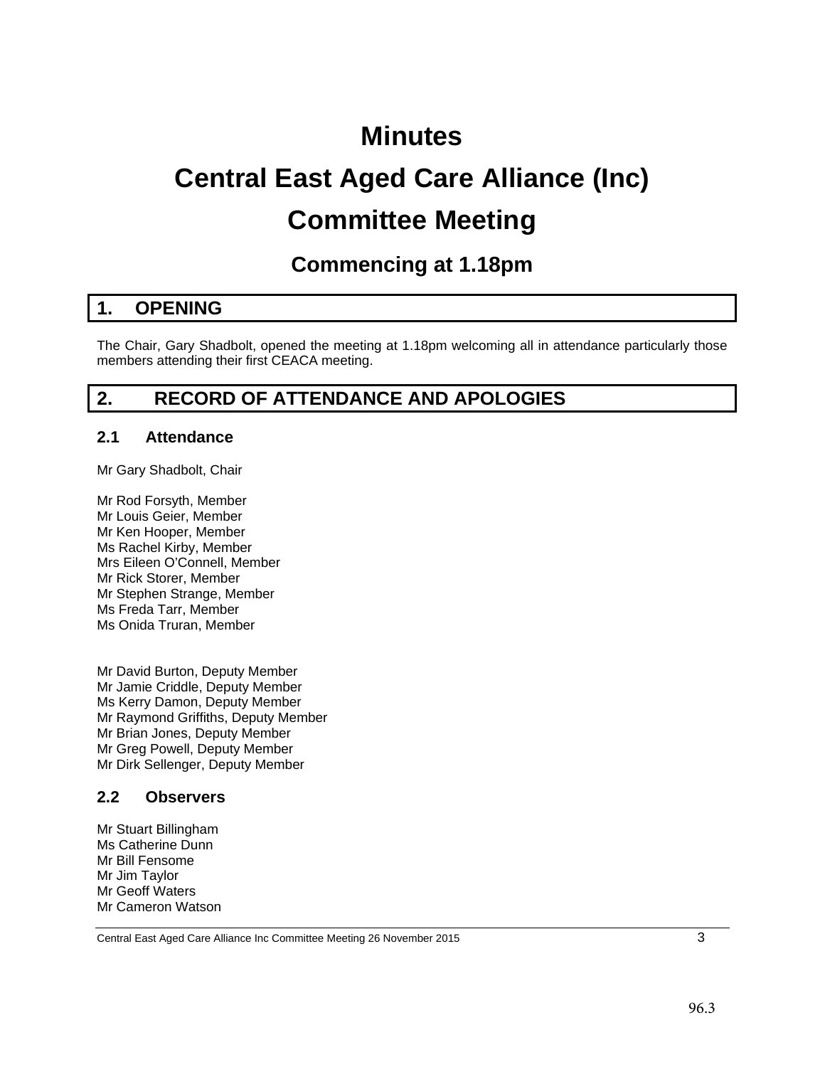# Minutes

# Central East Aged Care Alliance (Inc)

# Committee Meeting

## Commencing at 1.18pm

## 1. OPENING

The Chair, Gary Shadbolt, opened the meeting at 1.18pm welcoming all in attendance particularly those members attending their first CEACA meeting.

## 2. RECORD OF ATTENDANCE AND APOLOGIES

### 2.1 Attendance

Mr Gary Shadbolt, Chair

Mr Rod Forsyth, Member
Mr Louis Geier, Member
Mr Ken Hooper, Member
Ms Rachel Kirby, Member
Mrs Eileen O'Connell, Member
Mr Rick Storer, Member
Mr Stephen Strange, Member
Ms Freda Tarr, Member
Ms Onida Truran, Member

Mr David Burton, Deputy Member
Mr Jamie Criddle, Deputy Member
Ms Kerry Damon, Deputy Member
Mr Raymond Griffiths, Deputy Member
Mr Brian Jones, Deputy Member
Mr Greg Powell, Deputy Member
Mr Dirk Sellenger, Deputy Member

### 2.2 Observers

Mr Stuart Billingham
Ms Catherine Dunn
Mr Bill Fensome
Mr Jim Taylor
Mr Geoff Waters
Mr Cameron Watson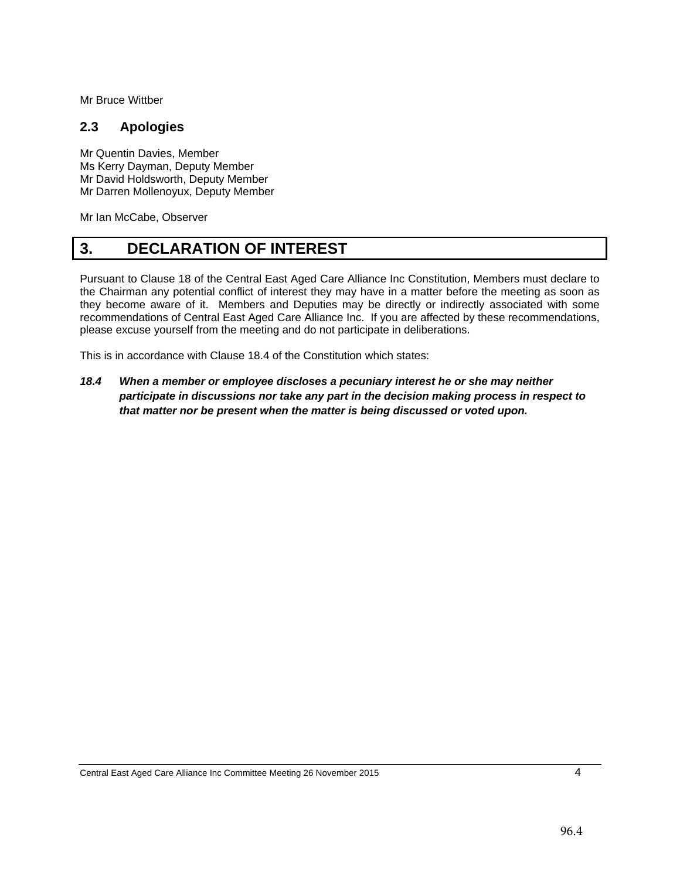Mr Bruce Wittber

### 2.3 Apologies

Mr Quentin Davies, Member
Ms Kerry Dayman, Deputy Member
Mr David Holdsworth, Deputy Member
Mr Darren Mollenoyux, Deputy Member

Mr Ian McCabe, Observer

## 3. DECLARATION OF INTEREST

Pursuant to Clause 18 of the Central East Aged Care Alliance Inc Constitution, Members must declare to the Chairman any potential conflict of interest they may have in a matter before the meeting as soon as they become aware of it. Members and Deputies may be directly or indirectly associated with some recommendations of Central East Aged Care Alliance Inc. If you are affected by these recommendations, please excuse yourself from the meeting and do not participate in deliberations.

This is in accordance with Clause 18.4 of the Constitution which states:

***18.4 When a member or employee discloses a pecuniary interest he or she may neither participate in discussions nor take any part in the decision making process in respect to that matter nor be present when the matter is being discussed or voted upon.***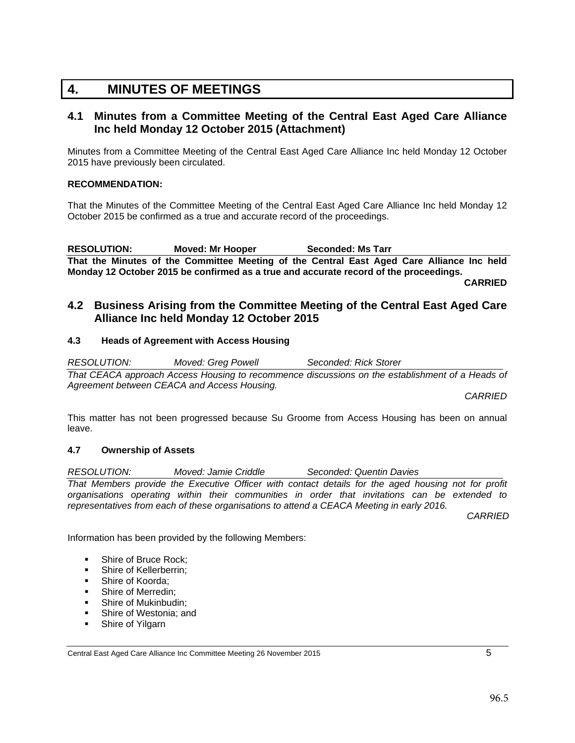# 4. MINUTES OF MEETINGS

## 4.1 Minutes from a Committee Meeting of the Central East Aged Care Alliance Inc held Monday 12 October 2015 (Attachment)

Minutes from a Committee Meeting of the Central East Aged Care Alliance Inc held Monday 12 October 2015 have previously been circulated.

**RECOMMENDATION:**

That the Minutes of the Committee Meeting of the Central East Aged Care Alliance Inc held Monday 12 October 2015 be confirmed as a true and accurate record of the proceedings.

**RESOLUTION: Moved: Mr Hooper Seconded: Ms Tarr**

**That the Minutes of the Committee Meeting of the Central East Aged Care Alliance Inc held Monday 12 October 2015 be confirmed as a true and accurate record of the proceedings.**

**CARRIED**

## 4.2 Business Arising from the Committee Meeting of the Central East Aged Care Alliance Inc held Monday 12 October 2015

### 4.3 Heads of Agreement with Access Housing

*RESOLUTION: Moved: Greg Powell Seconded: Rick Storer*

*That CEACA approach Access Housing to recommence discussions on the establishment of a Heads of Agreement between CEACA and Access Housing.*

*CARRIED*

This matter has not been progressed because Su Groome from Access Housing has been on annual leave.

### 4.7 Ownership of Assets

*RESOLUTION: Moved: Jamie Criddle Seconded: Quentin Davies*

*That Members provide the Executive Officer with contact details for the aged housing not for profit organisations operating within their communities in order that invitations can be extended to representatives from each of these organisations to attend a CEACA Meeting in early 2016.*

*CARRIED*

Information has been provided by the following Members:

- Shire of Bruce Rock;
- Shire of Kellerberrin;
- Shire of Koorda;
- Shire of Merredin;
- Shire of Mukinbudin;
- Shire of Westonia; and
- Shire of Yilgarn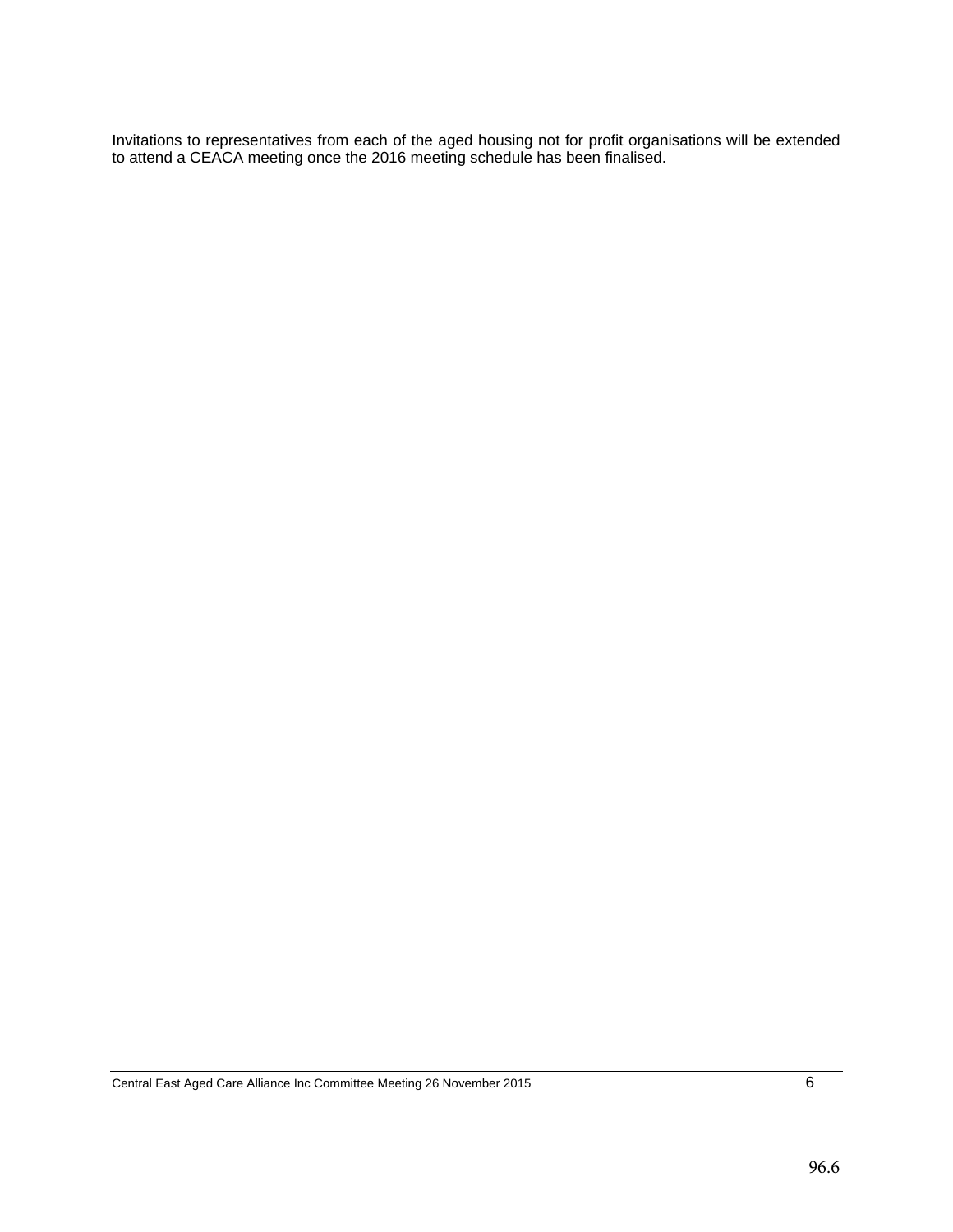Invitations to representatives from each of the aged housing not for profit organisations will be extended to attend a CEACA meeting once the 2016 meeting schedule has been finalised.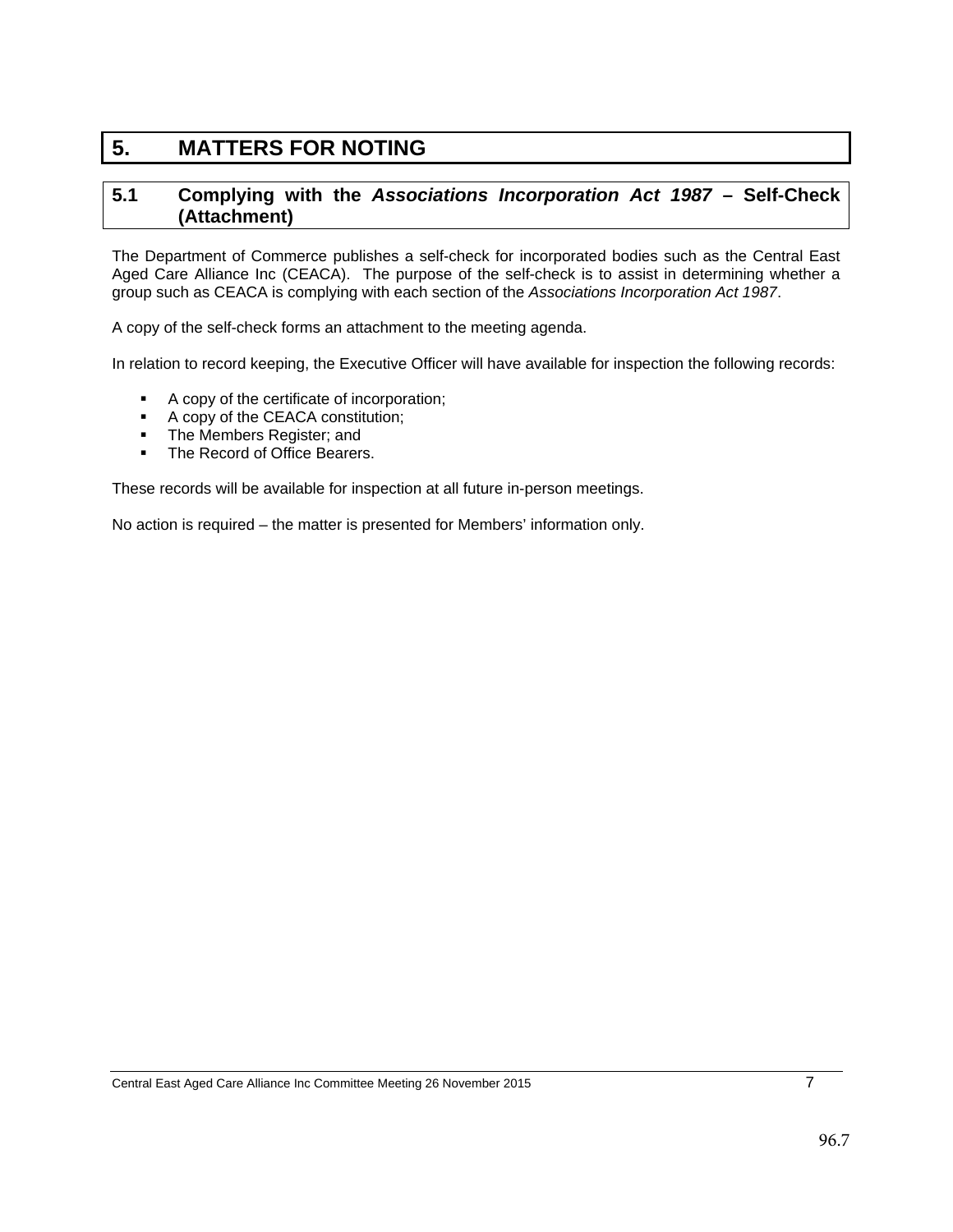# 5. MATTERS FOR NOTING

## 5.1 Complying with the *Associations Incorporation Act 1987* – Self-Check (Attachment)

The Department of Commerce publishes a self-check for incorporated bodies such as the Central East Aged Care Alliance Inc (CEACA). The purpose of the self-check is to assist in determining whether a group such as CEACA is complying with each section of the *Associations Incorporation Act 1987*.

A copy of the self-check forms an attachment to the meeting agenda.

In relation to record keeping, the Executive Officer will have available for inspection the following records:

- A copy of the certificate of incorporation;
- A copy of the CEACA constitution;
- The Members Register; and
- The Record of Office Bearers.

These records will be available for inspection at all future in-person meetings.

No action is required – the matter is presented for Members' information only.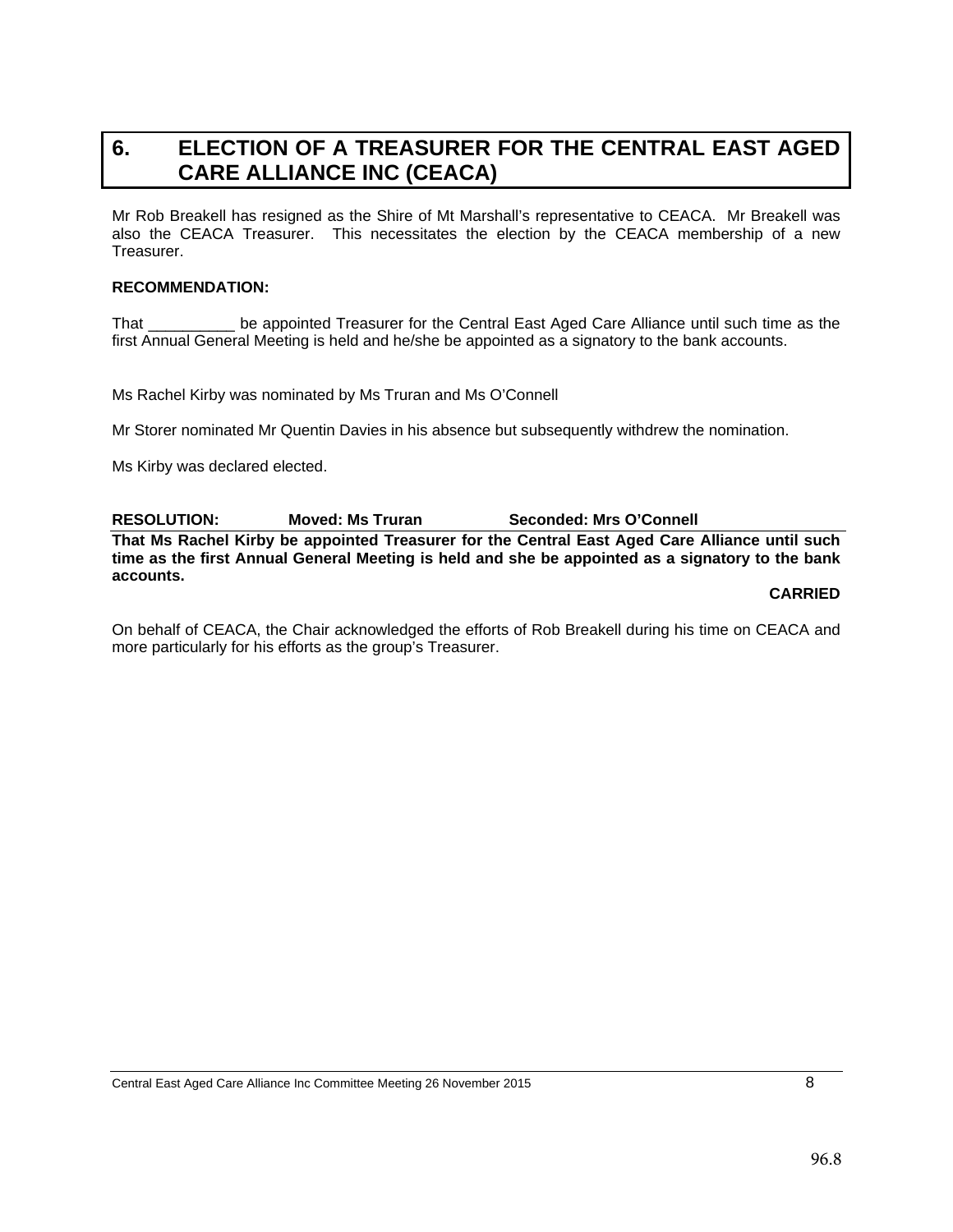# 6. ELECTION OF A TREASURER FOR THE CENTRAL EAST AGED CARE ALLIANCE INC (CEACA)

Mr Rob Breakell has resigned as the Shire of Mt Marshall's representative to CEACA. Mr Breakell was also the CEACA Treasurer. This necessitates the election by the CEACA membership of a new Treasurer.

**RECOMMENDATION:**

That __________ be appointed Treasurer for the Central East Aged Care Alliance until such time as the first Annual General Meeting is held and he/she be appointed as a signatory to the bank accounts.

Ms Rachel Kirby was nominated by Ms Truran and Ms O'Connell

Mr Storer nominated Mr Quentin Davies in his absence but subsequently withdrew the nomination.

Ms Kirby was declared elected.

**RESOLUTION: Moved: Ms Truran Seconded: Mrs O'Connell**

**That Ms Rachel Kirby be appointed Treasurer for the Central East Aged Care Alliance until such time as the first Annual General Meeting is held and she be appointed as a signatory to the bank accounts.**

**CARRIED**

On behalf of CEACA, the Chair acknowledged the efforts of Rob Breakell during his time on CEACA and more particularly for his efforts as the group's Treasurer.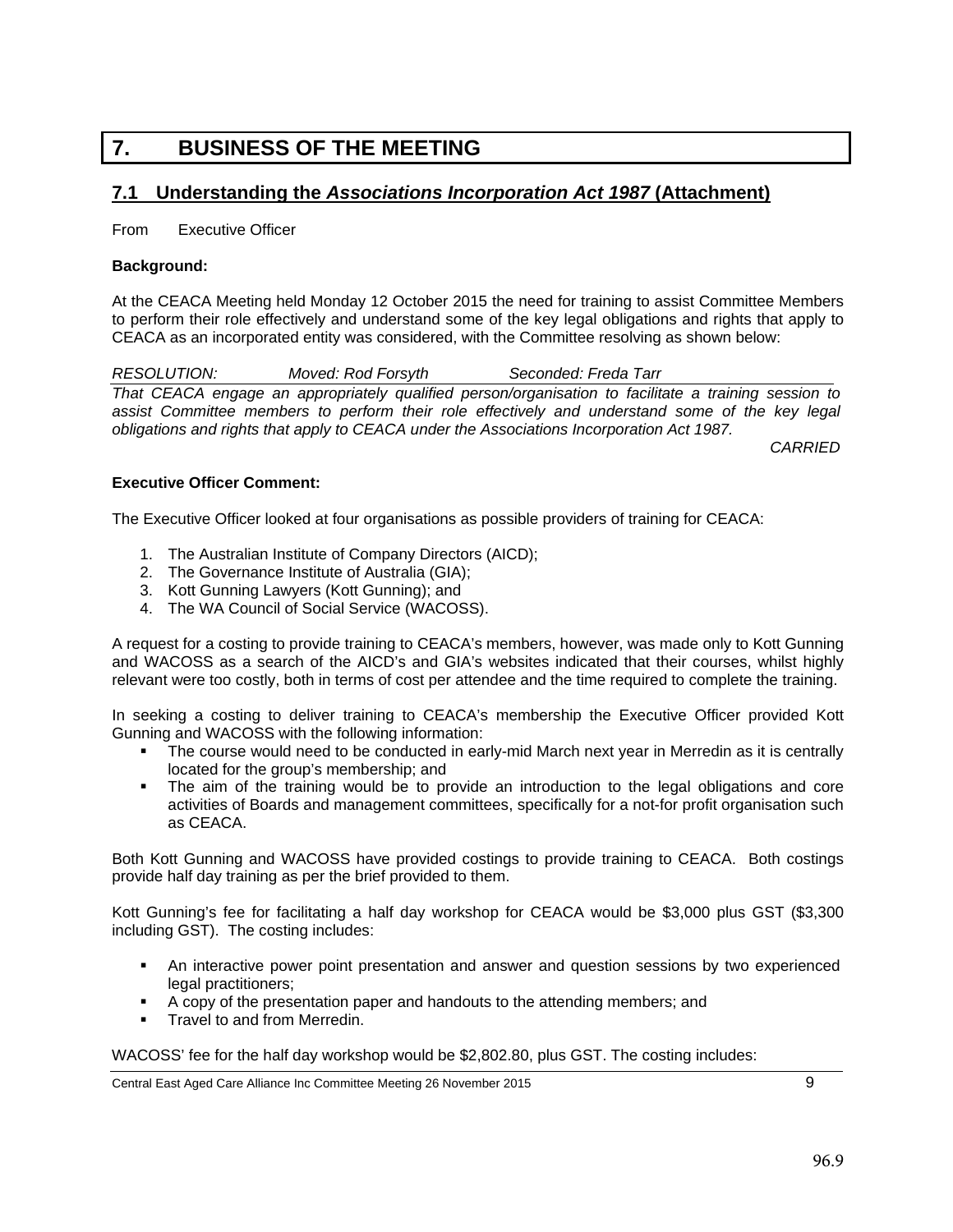# 7. BUSINESS OF THE MEETING

## 7.1 Understanding the *Associations Incorporation Act 1987* (Attachment)

From Executive Officer

**Background:**

At the CEACA Meeting held Monday 12 October 2015 the need for training to assist Committee Members to perform their role effectively and understand some of the key legal obligations and rights that apply to CEACA as an incorporated entity was considered, with the Committee resolving as shown below:

*RESOLUTION: Moved: Rod Forsyth Seconded: Freda Tarr*

*That CEACA engage an appropriately qualified person/organisation to facilitate a training session to assist Committee members to perform their role effectively and understand some of the key legal obligations and rights that apply to CEACA under the Associations Incorporation Act 1987.*

*CARRIED*

**Executive Officer Comment:**

The Executive Officer looked at four organisations as possible providers of training for CEACA:

1. The Australian Institute of Company Directors (AICD);
2. The Governance Institute of Australia (GIA);
3. Kott Gunning Lawyers (Kott Gunning); and
4. The WA Council of Social Service (WACOSS).

A request for a costing to provide training to CEACA's members, however, was made only to Kott Gunning and WACOSS as a search of the AICD's and GIA's websites indicated that their courses, whilst highly relevant were too costly, both in terms of cost per attendee and the time required to complete the training.

In seeking a costing to deliver training to CEACA's membership the Executive Officer provided Kott Gunning and WACOSS with the following information:

- The course would need to be conducted in early-mid March next year in Merredin as it is centrally located for the group's membership; and
- The aim of the training would be to provide an introduction to the legal obligations and core activities of Boards and management committees, specifically for a not-for profit organisation such as CEACA.

Both Kott Gunning and WACOSS have provided costings to provide training to CEACA. Both costings provide half day training as per the brief provided to them.

Kott Gunning's fee for facilitating a half day workshop for CEACA would be $3,000 plus GST ($3,300 including GST). The costing includes:

- An interactive power point presentation and answer and question sessions by two experienced legal practitioners;
- A copy of the presentation paper and handouts to the attending members; and
- Travel to and from Merredin.

WACOSS' fee for the half day workshop would be $2,802.80, plus GST. The costing includes: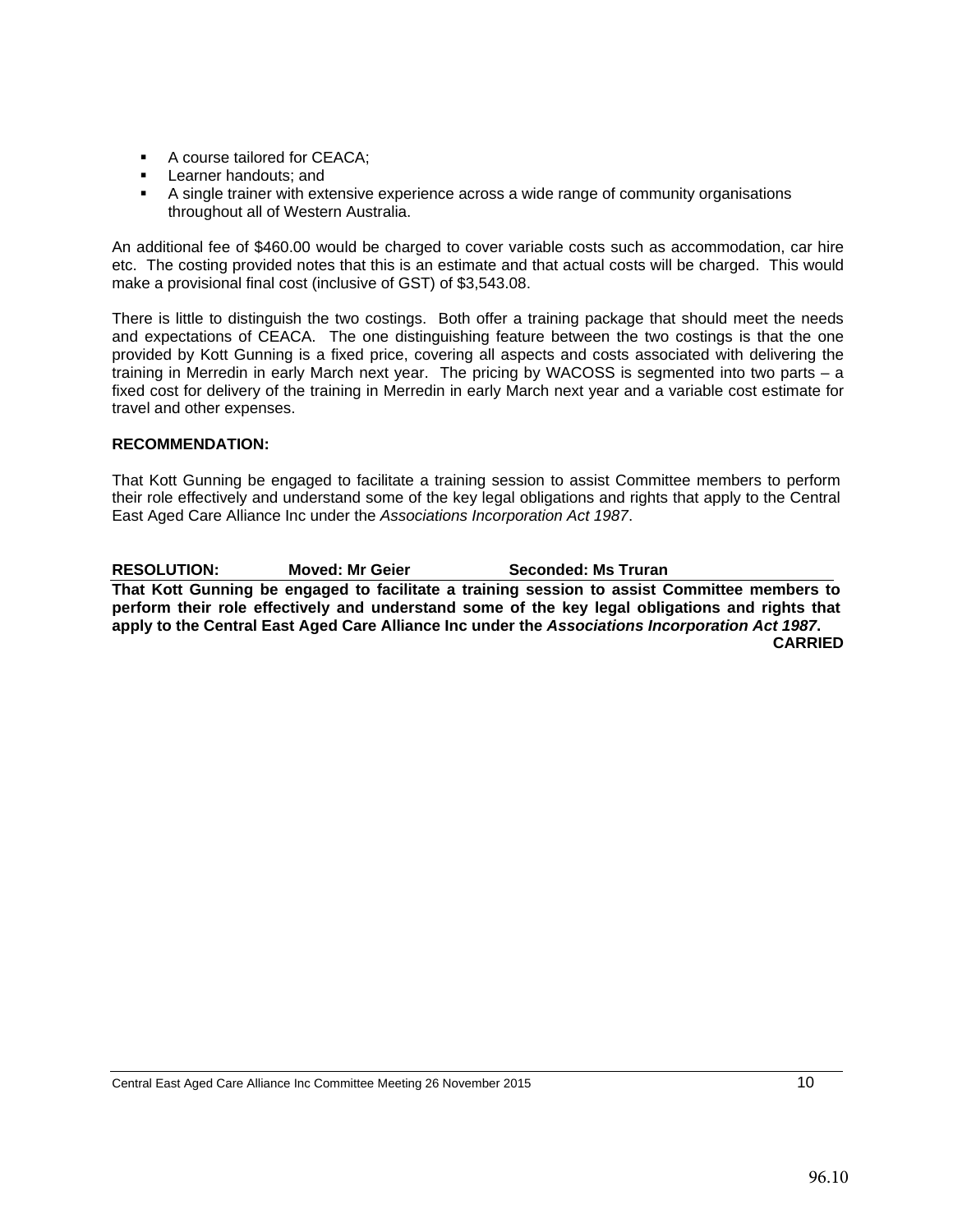- A course tailored for CEACA;
- Learner handouts; and
- A single trainer with extensive experience across a wide range of community organisations throughout all of Western Australia.

An additional fee of $460.00 would be charged to cover variable costs such as accommodation, car hire etc. The costing provided notes that this is an estimate and that actual costs will be charged. This would make a provisional final cost (inclusive of GST) of $3,543.08.

There is little to distinguish the two costings. Both offer a training package that should meet the needs and expectations of CEACA. The one distinguishing feature between the two costings is that the one provided by Kott Gunning is a fixed price, covering all aspects and costs associated with delivering the training in Merredin in early March next year. The pricing by WACOSS is segmented into two parts – a fixed cost for delivery of the training in Merredin in early March next year and a variable cost estimate for travel and other expenses.

**RECOMMENDATION:**

That Kott Gunning be engaged to facilitate a training session to assist Committee members to perform their role effectively and understand some of the key legal obligations and rights that apply to the Central East Aged Care Alliance Inc under the *Associations Incorporation Act 1987*.

**RESOLUTION: Moved: Mr Geier Seconded: Ms Truran**

**That Kott Gunning be engaged to facilitate a training session to assist Committee members to perform their role effectively and understand some of the key legal obligations and rights that apply to the Central East Aged Care Alliance Inc under the *Associations Incorporation Act 1987*.**

**CARRIED**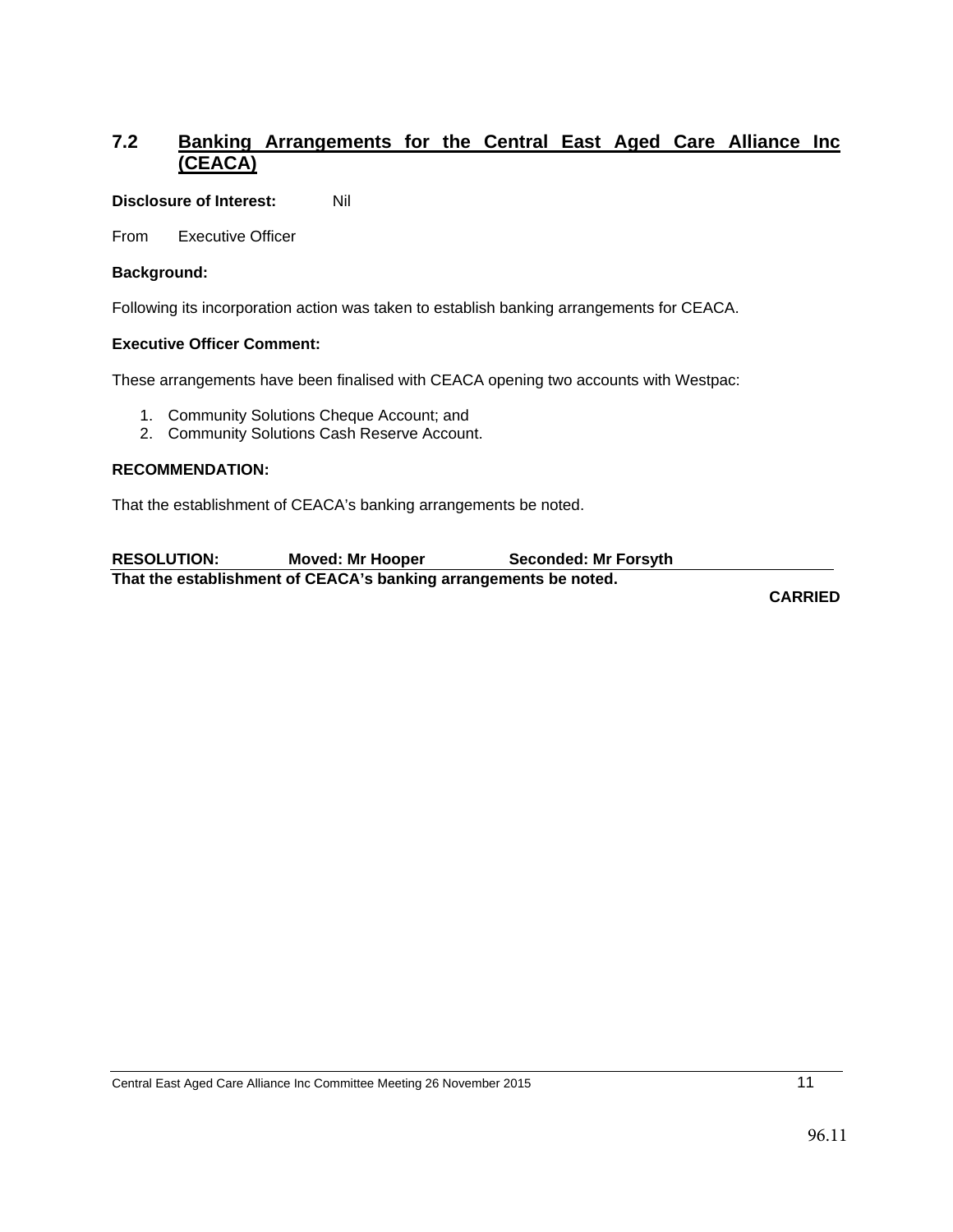## 7.2 Banking Arrangements for the Central East Aged Care Alliance Inc (CEACA)

**Disclosure of Interest:** Nil

From Executive Officer

**Background:**

Following its incorporation action was taken to establish banking arrangements for CEACA.

**Executive Officer Comment:**

These arrangements have been finalised with CEACA opening two accounts with Westpac:

1. Community Solutions Cheque Account; and
2. Community Solutions Cash Reserve Account.

**RECOMMENDATION:**

That the establishment of CEACA's banking arrangements be noted.

**RESOLUTION: Moved: Mr Hooper Seconded: Mr Forsyth**

**That the establishment of CEACA's banking arrangements be noted.**

**CARRIED**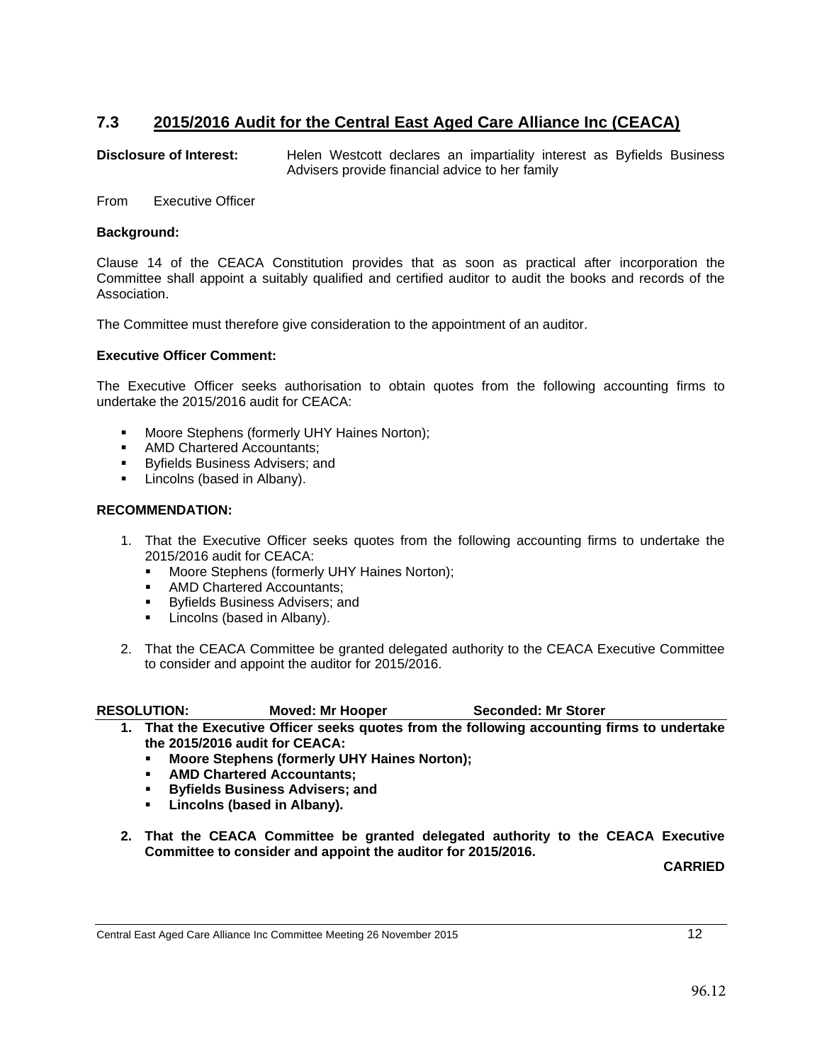## 7.3 2015/2016 Audit for the Central East Aged Care Alliance Inc (CEACA)

**Disclosure of Interest:** Helen Westcott declares an impartiality interest as Byfields Business Advisers provide financial advice to her family

From Executive Officer

**Background:**

Clause 14 of the CEACA Constitution provides that as soon as practical after incorporation the Committee shall appoint a suitably qualified and certified auditor to audit the books and records of the Association.

The Committee must therefore give consideration to the appointment of an auditor.

**Executive Officer Comment:**

The Executive Officer seeks authorisation to obtain quotes from the following accounting firms to undertake the 2015/2016 audit for CEACA:

- Moore Stephens (formerly UHY Haines Norton);
- AMD Chartered Accountants;
- Byfields Business Advisers; and
- Lincolns (based in Albany).

**RECOMMENDATION:**

1. That the Executive Officer seeks quotes from the following accounting firms to undertake the 2015/2016 audit for CEACA:
   - Moore Stephens (formerly UHY Haines Norton);
   - AMD Chartered Accountants;
   - Byfields Business Advisers; and
   - Lincolns (based in Albany).

2. That the CEACA Committee be granted delegated authority to the CEACA Executive Committee to consider and appoint the auditor for 2015/2016.

**RESOLUTION: Moved: Mr Hooper Seconded: Mr Storer**

1. **That the Executive Officer seeks quotes from the following accounting firms to undertake the 2015/2016 audit for CEACA:**
   - **Moore Stephens (formerly UHY Haines Norton);**
   - **AMD Chartered Accountants;**
   - **Byfields Business Advisers; and**
   - **Lincolns (based in Albany).**

2. **That the CEACA Committee be granted delegated authority to the CEACA Executive Committee to consider and appoint the auditor for 2015/2016.**

**CARRIED**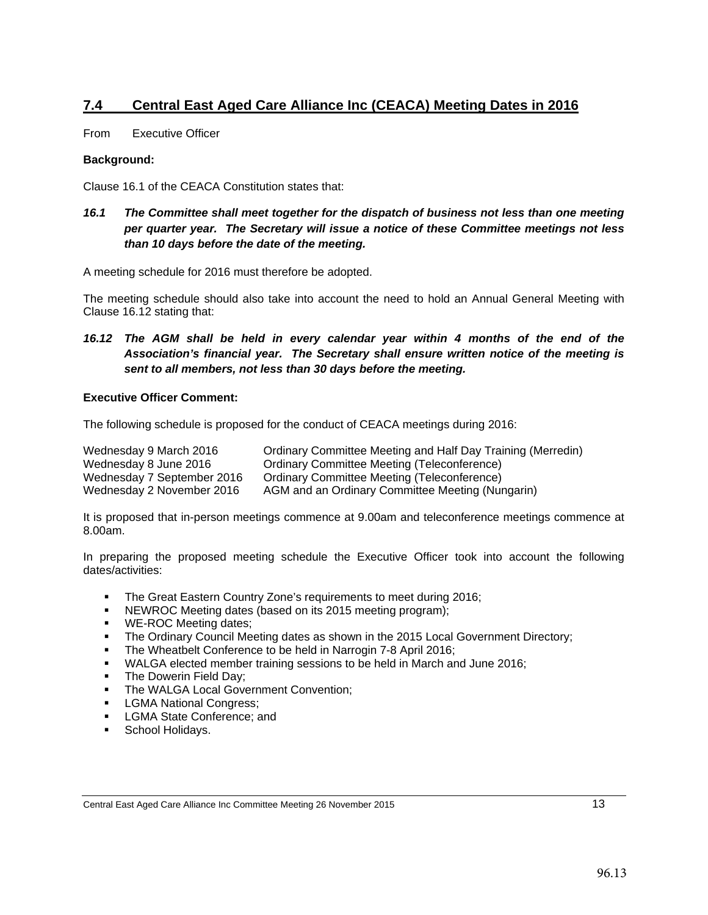## 7.4 Central East Aged Care Alliance Inc (CEACA) Meeting Dates in 2016

From Executive Officer

**Background:**

Clause 16.1 of the CEACA Constitution states that:

***16.1 The Committee shall meet together for the dispatch of business not less than one meeting per quarter year. The Secretary will issue a notice of these Committee meetings not less than 10 days before the date of the meeting.***

A meeting schedule for 2016 must therefore be adopted.

The meeting schedule should also take into account the need to hold an Annual General Meeting with Clause 16.12 stating that:

***16.12 The AGM shall be held in every calendar year within 4 months of the end of the Association's financial year. The Secretary shall ensure written notice of the meeting is sent to all members, not less than 30 days before the meeting.***

**Executive Officer Comment:**

The following schedule is proposed for the conduct of CEACA meetings during 2016:

| | |
|---|---|
| Wednesday 9 March 2016 | Ordinary Committee Meeting and Half Day Training (Merredin) |
| Wednesday 8 June 2016 | Ordinary Committee Meeting (Teleconference) |
| Wednesday 7 September 2016 | Ordinary Committee Meeting (Teleconference) |
| Wednesday 2 November 2016 | AGM and an Ordinary Committee Meeting (Nungarin) |

It is proposed that in-person meetings commence at 9.00am and teleconference meetings commence at 8.00am.

In preparing the proposed meeting schedule the Executive Officer took into account the following dates/activities:

- The Great Eastern Country Zone's requirements to meet during 2016;
- NEWROC Meeting dates (based on its 2015 meeting program);
- WE-ROC Meeting dates;
- The Ordinary Council Meeting dates as shown in the 2015 Local Government Directory;
- The Wheatbelt Conference to be held in Narrogin 7-8 April 2016;
- WALGA elected member training sessions to be held in March and June 2016;
- The Dowerin Field Day;
- The WALGA Local Government Convention;
- LGMA National Congress;
- LGMA State Conference; and
- School Holidays.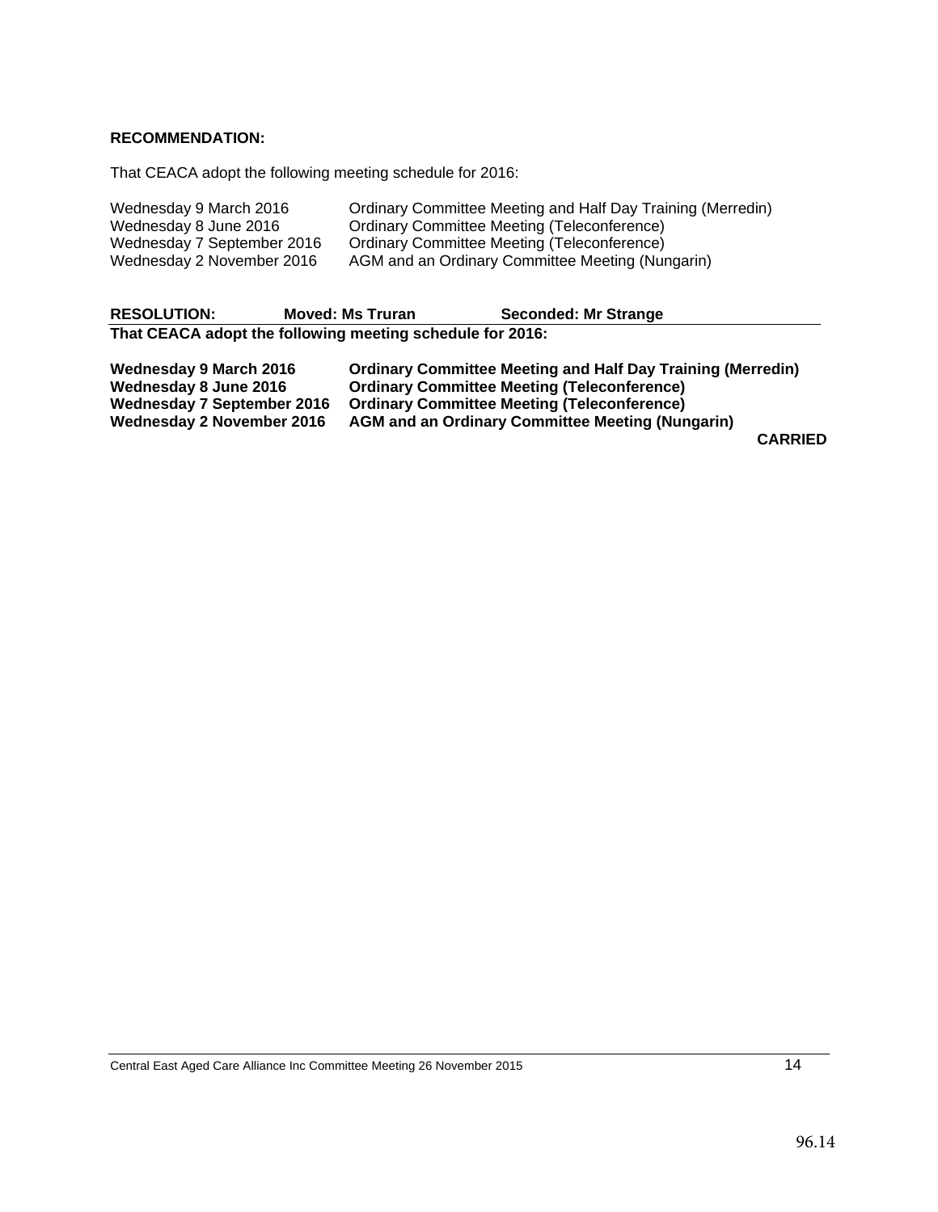**RECOMMENDATION:**

That CEACA adopt the following meeting schedule for 2016:

| | |
|---|---|
| Wednesday 9 March 2016 | Ordinary Committee Meeting and Half Day Training (Merredin) |
| Wednesday 8 June 2016 | Ordinary Committee Meeting (Teleconference) |
| Wednesday 7 September 2016 | Ordinary Committee Meeting (Teleconference) |
| Wednesday 2 November 2016 | AGM and an Ordinary Committee Meeting (Nungarin) |

**RESOLUTION: Moved: Ms Truran Seconded: Mr Strange**

**That CEACA adopt the following meeting schedule for 2016:**

| | |
|---|---|
| **Wednesday 9 March 2016** | **Ordinary Committee Meeting and Half Day Training (Merredin)** |
| **Wednesday 8 June 2016** | **Ordinary Committee Meeting (Teleconference)** |
| **Wednesday 7 September 2016** | **Ordinary Committee Meeting (Teleconference)** |
| **Wednesday 2 November 2016** | **AGM and an Ordinary Committee Meeting (Nungarin)** |

**CARRIED**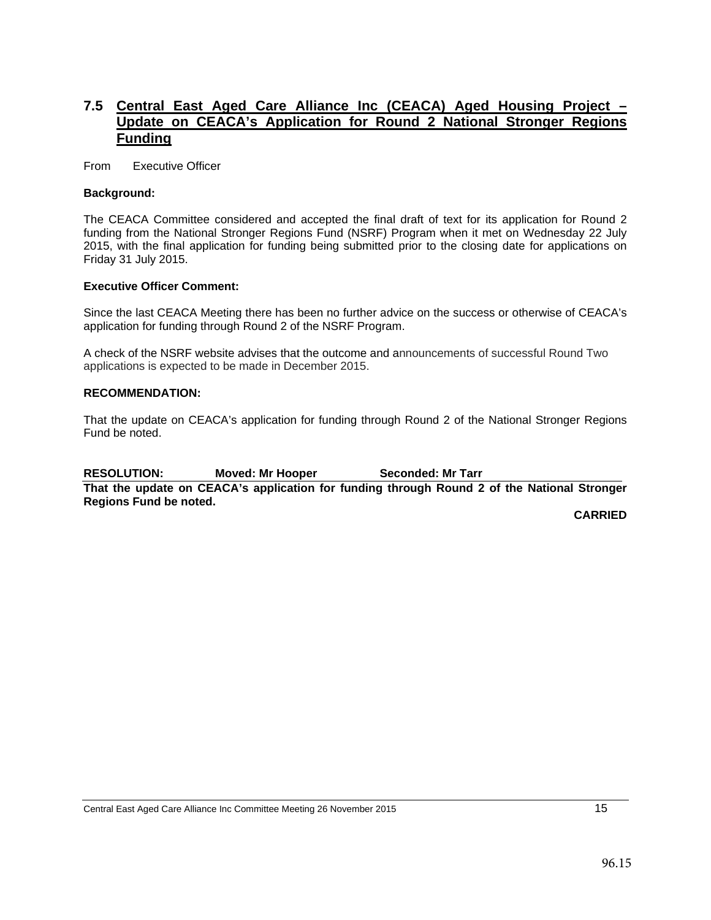## 7.5 Central East Aged Care Alliance Inc (CEACA) Aged Housing Project – Update on CEACA's Application for Round 2 National Stronger Regions Funding

From Executive Officer

**Background:**

The CEACA Committee considered and accepted the final draft of text for its application for Round 2 funding from the National Stronger Regions Fund (NSRF) Program when it met on Wednesday 22 July 2015, with the final application for funding being submitted prior to the closing date for applications on Friday 31 July 2015.

**Executive Officer Comment:**

Since the last CEACA Meeting there has been no further advice on the success or otherwise of CEACA's application for funding through Round 2 of the NSRF Program.

A check of the NSRF website advises that the outcome and announcements of successful Round Two applications is expected to be made in December 2015.

**RECOMMENDATION:**

That the update on CEACA's application for funding through Round 2 of the National Stronger Regions Fund be noted.

**RESOLUTION: Moved: Mr Hooper Seconded: Mr Tarr**

**That the update on CEACA's application for funding through Round 2 of the National Stronger Regions Fund be noted.**

**CARRIED**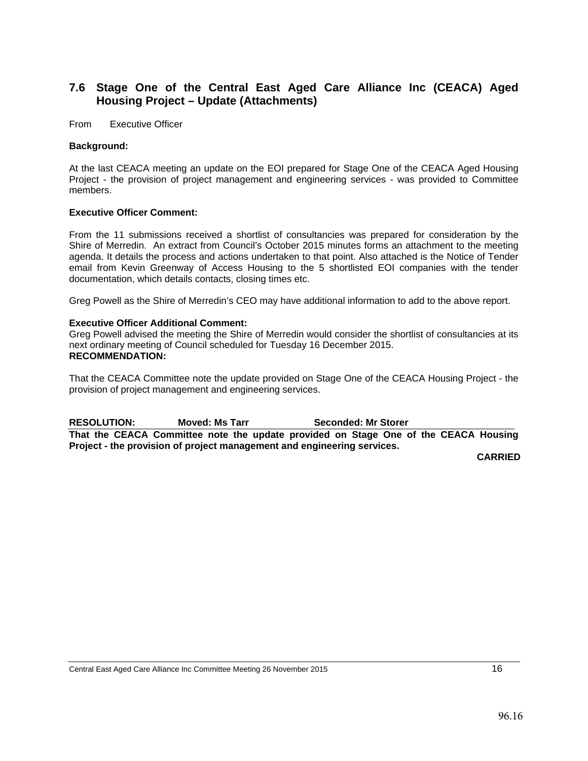## 7.6 Stage One of the Central East Aged Care Alliance Inc (CEACA) Aged Housing Project – Update (Attachments)

From Executive Officer

**Background:**

At the last CEACA meeting an update on the EOI prepared for Stage One of the CEACA Aged Housing Project - the provision of project management and engineering services - was provided to Committee members.

**Executive Officer Comment:**

From the 11 submissions received a shortlist of consultancies was prepared for consideration by the Shire of Merredin. An extract from Council's October 2015 minutes forms an attachment to the meeting agenda. It details the process and actions undertaken to that point. Also attached is the Notice of Tender email from Kevin Greenway of Access Housing to the 5 shortlisted EOI companies with the tender documentation, which details contacts, closing times etc.

Greg Powell as the Shire of Merredin's CEO may have additional information to add to the above report.

**Executive Officer Additional Comment:**

Greg Powell advised the meeting the Shire of Merredin would consider the shortlist of consultancies at its next ordinary meeting of Council scheduled for Tuesday 16 December 2015.

**RECOMMENDATION:**

That the CEACA Committee note the update provided on Stage One of the CEACA Housing Project - the provision of project management and engineering services.

**RESOLUTION: Moved: Ms Tarr Seconded: Mr Storer**

**That the CEACA Committee note the update provided on Stage One of the CEACA Housing Project - the provision of project management and engineering services.**

**CARRIED**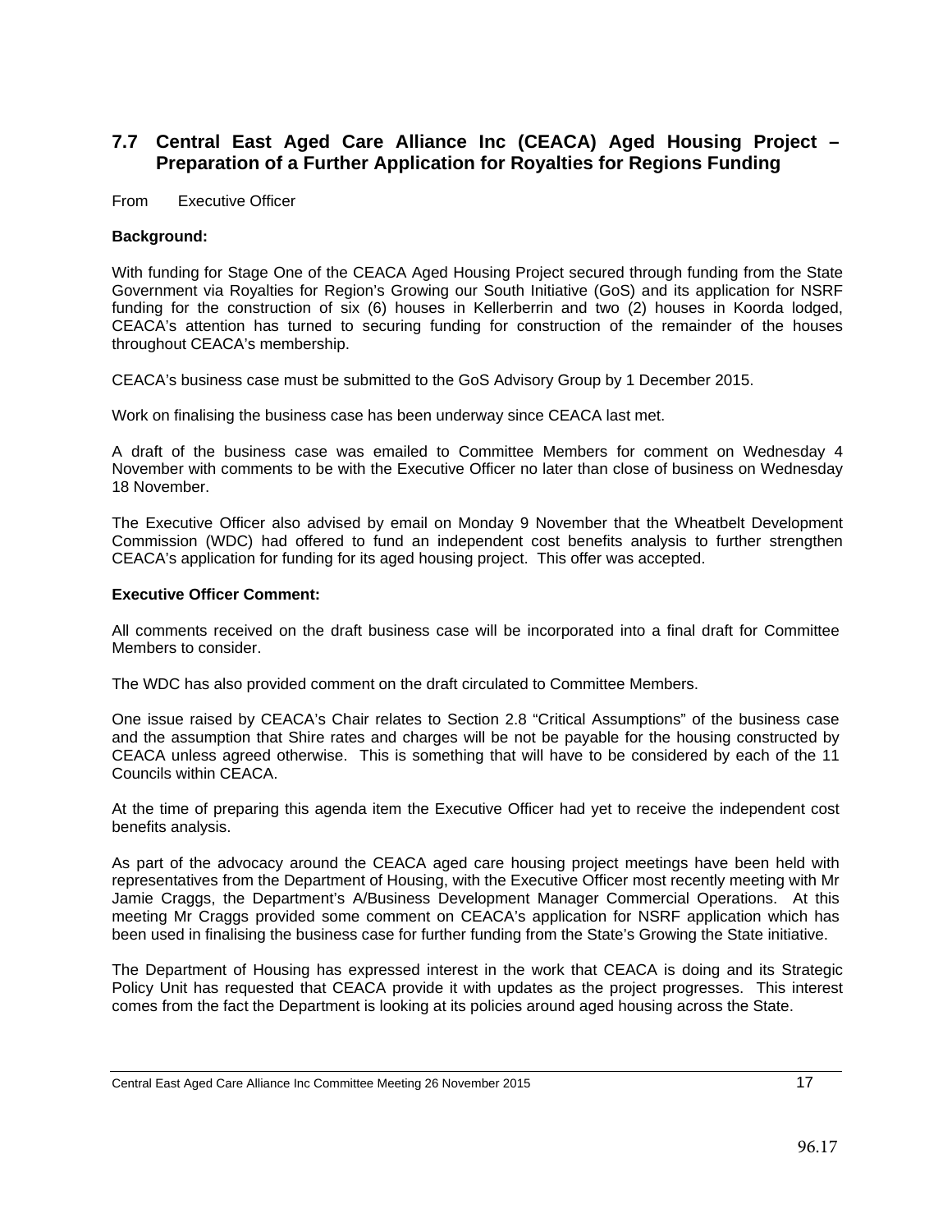## 7.7 Central East Aged Care Alliance Inc (CEACA) Aged Housing Project – Preparation of a Further Application for Royalties for Regions Funding

From Executive Officer

**Background:**

With funding for Stage One of the CEACA Aged Housing Project secured through funding from the State Government via Royalties for Region's Growing our South Initiative (GoS) and its application for NSRF funding for the construction of six (6) houses in Kellerberrin and two (2) houses in Koorda lodged, CEACA's attention has turned to securing funding for construction of the remainder of the houses throughout CEACA's membership.

CEACA's business case must be submitted to the GoS Advisory Group by 1 December 2015.

Work on finalising the business case has been underway since CEACA last met.

A draft of the business case was emailed to Committee Members for comment on Wednesday 4 November with comments to be with the Executive Officer no later than close of business on Wednesday 18 November.

The Executive Officer also advised by email on Monday 9 November that the Wheatbelt Development Commission (WDC) had offered to fund an independent cost benefits analysis to further strengthen CEACA's application for funding for its aged housing project. This offer was accepted.

**Executive Officer Comment:**

All comments received on the draft business case will be incorporated into a final draft for Committee Members to consider.

The WDC has also provided comment on the draft circulated to Committee Members.

One issue raised by CEACA's Chair relates to Section 2.8 "Critical Assumptions" of the business case and the assumption that Shire rates and charges will be not be payable for the housing constructed by CEACA unless agreed otherwise. This is something that will have to be considered by each of the 11 Councils within CEACA.

At the time of preparing this agenda item the Executive Officer had yet to receive the independent cost benefits analysis.

As part of the advocacy around the CEACA aged care housing project meetings have been held with representatives from the Department of Housing, with the Executive Officer most recently meeting with Mr Jamie Craggs, the Department's A/Business Development Manager Commercial Operations. At this meeting Mr Craggs provided some comment on CEACA's application for NSRF application which has been used in finalising the business case for further funding from the State's Growing the State initiative.

The Department of Housing has expressed interest in the work that CEACA is doing and its Strategic Policy Unit has requested that CEACA provide it with updates as the project progresses. This interest comes from the fact the Department is looking at its policies around aged housing across the State.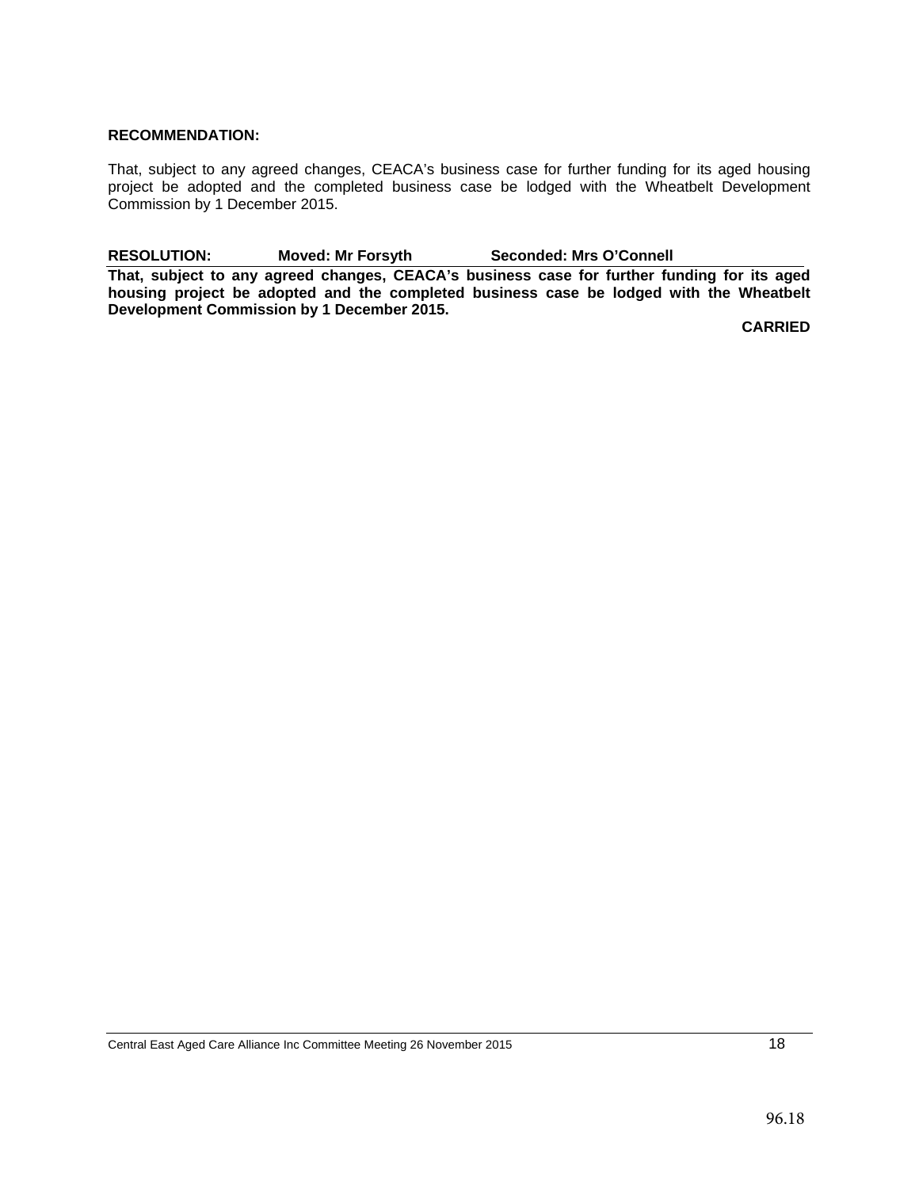**RECOMMENDATION:**

That, subject to any agreed changes, CEACA's business case for further funding for its aged housing project be adopted and the completed business case be lodged with the Wheatbelt Development Commission by 1 December 2015.

**RESOLUTION: Moved: Mr Forsyth Seconded: Mrs O'Connell**

**That, subject to any agreed changes, CEACA's business case for further funding for its aged housing project be adopted and the completed business case be lodged with the Wheatbelt Development Commission by 1 December 2015.**

**CARRIED**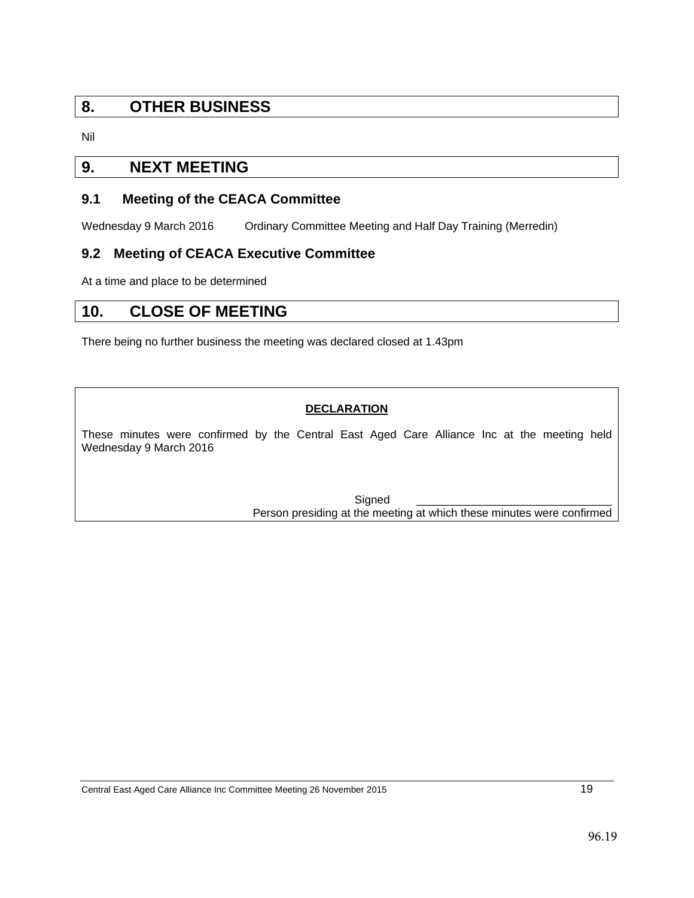# 8. OTHER BUSINESS

Nil

# 9. NEXT MEETING

## 9.1 Meeting of the CEACA Committee

Wednesday 9 March 2016 Ordinary Committee Meeting and Half Day Training (Merredin)

## 9.2 Meeting of CEACA Executive Committee

At a time and place to be determined

# 10. CLOSE OF MEETING

There being no further business the meeting was declared closed at 1.43pm

**DECLARATION**

These minutes were confirmed by the Central East Aged Care Alliance Inc at the meeting held Wednesday 9 March 2016

Signed ______________________________
Person presiding at the meeting at which these minutes were confirmed